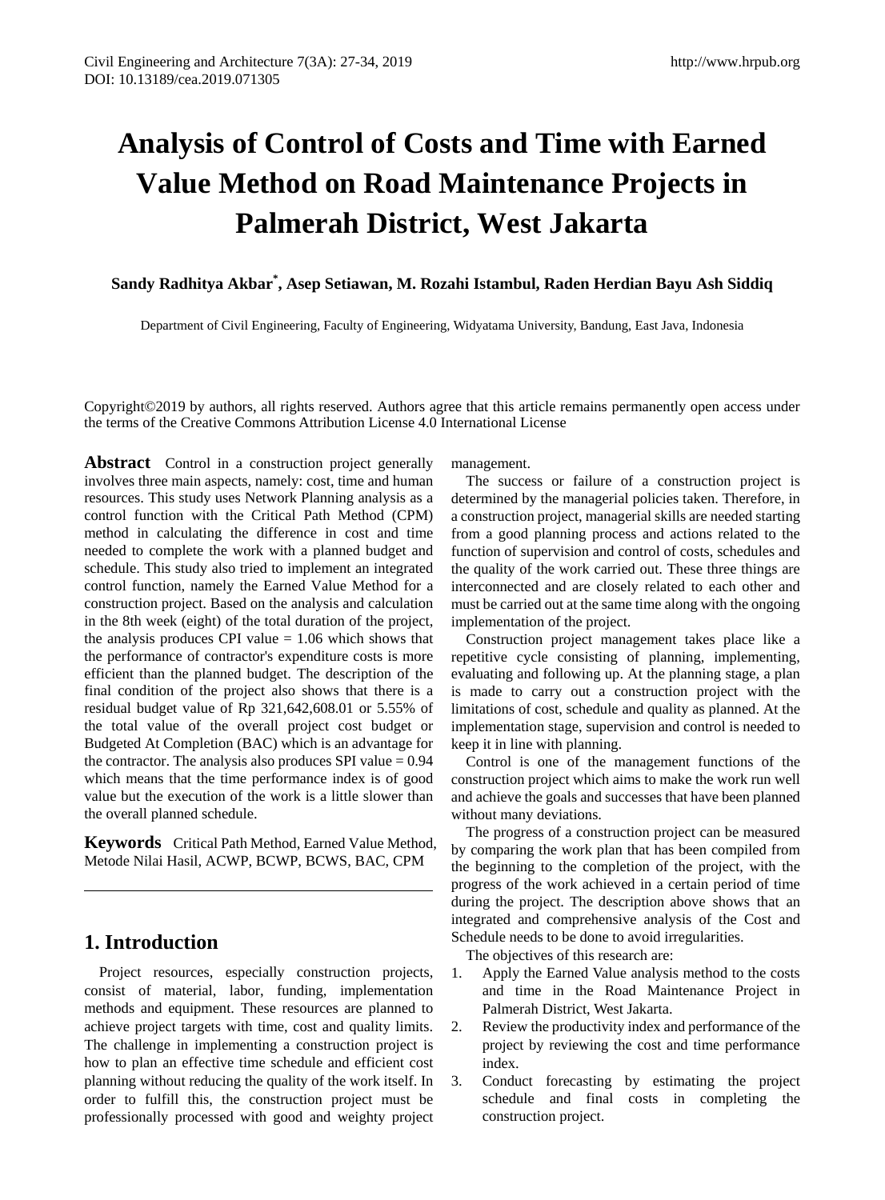# Analysis of Control of Costs and Time with Earned Value Method on Road Maintenance Projects in Palmerah District, West Jakarta

**Sandy Radhitya Akbar[*], Asep Setiawan, M. Rozahi Istambul, Raden Herdian Bayu Ash Siddiq**

Department of Civil Engineering, Faculty of Engineering, Widyatama University, Bandung, East Java, Indonesia

Copyright©2019 by authors, all rights reserved. Authors agree that this article remains permanently open access under the terms of the Creative Commons Attribution License 4.0 International License

**Abstract** Control in a construction project generally involves three main aspects, namely: cost, time and human resources. This study uses Network Planning analysis as a control function with the Critical Path Method (CPM) method in calculating the difference in cost and time needed to complete the work with a planned budget and schedule. This study also tried to implement an integrated control function, namely the Earned Value Method for a construction project. Based on the analysis and calculation in the 8th week (eight) of the total duration of the project, the analysis produces CPI value = 1.06 which shows that the performance of contractor's expenditure costs is more efficient than the planned budget. The description of the final condition of the project also shows that there is a residual budget value of Rp 321,642,608.01 or 5.55% of the total value of the overall project cost budget or Budgeted At Completion (BAC) which is an advantage for the contractor. The analysis also produces SPI value = 0.94 which means that the time performance index is of good value but the execution of the work is a little slower than the overall planned schedule.

**Keywords** Critical Path Method, Earned Value Method, Metode Nilai Hasil, ACWP, BCWP, BCWS, BAC, CPM

## 1. Introduction

Project resources, especially construction projects, consist of material, labor, funding, implementation methods and equipment. These resources are planned to achieve project targets with time, cost and quality limits. The challenge in implementing a construction project is how to plan an effective time schedule and efficient cost planning without reducing the quality of the work itself. In order to fulfill this, the construction project must be professionally processed with good and weighty project management.

The success or failure of a construction project is determined by the managerial policies taken. Therefore, in a construction project, managerial skills are needed starting from a good planning process and actions related to the function of supervision and control of costs, schedules and the quality of the work carried out. These three things are interconnected and are closely related to each other and must be carried out at the same time along with the ongoing implementation of the project.

Construction project management takes place like a repetitive cycle consisting of planning, implementing, evaluating and following up. At the planning stage, a plan is made to carry out a construction project with the limitations of cost, schedule and quality as planned. At the implementation stage, supervision and control is needed to keep it in line with planning.

Control is one of the management functions of the construction project which aims to make the work run well and achieve the goals and successes that have been planned without many deviations.

The progress of a construction project can be measured by comparing the work plan that has been compiled from the beginning to the completion of the project, with the progress of the work achieved in a certain period of time during the project. The description above shows that an integrated and comprehensive analysis of the Cost and Schedule needs to be done to avoid irregularities.

The objectives of this research are:

1. Apply the Earned Value analysis method to the costs and time in the Road Maintenance Project in Palmerah District, West Jakarta.
2. Review the productivity index and performance of the project by reviewing the cost and time performance index.
3. Conduct forecasting by estimating the project schedule and final costs in completing the construction project.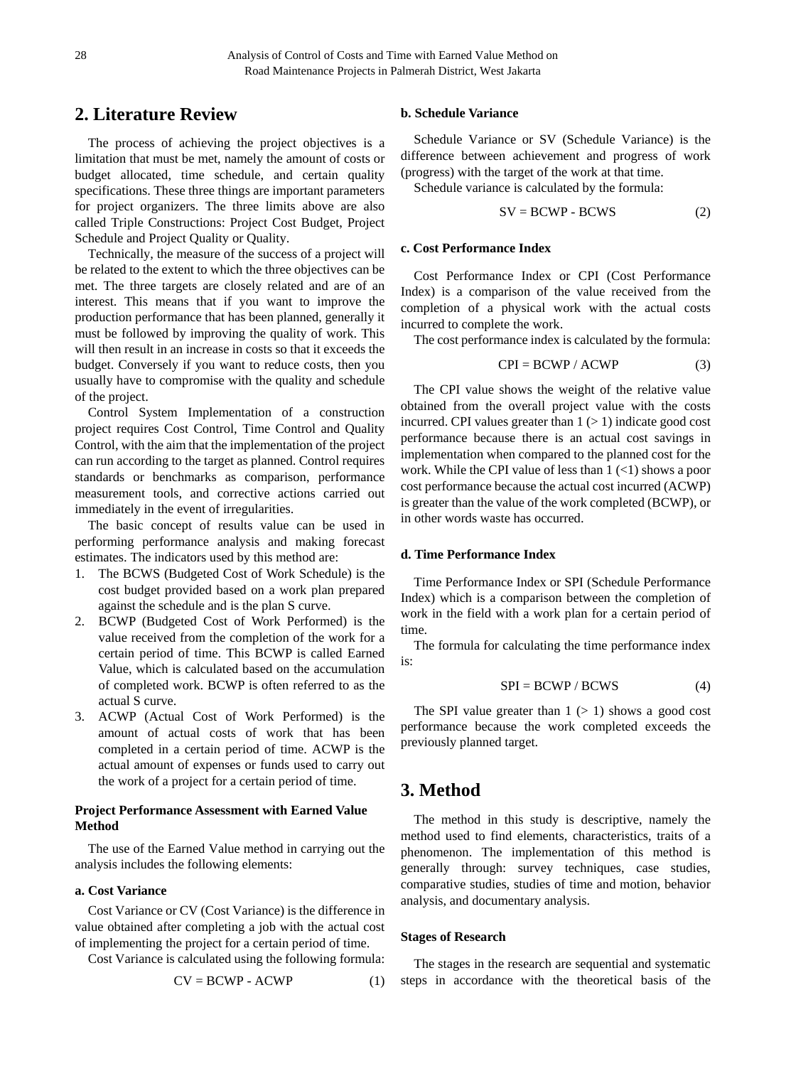## 2. Literature Review

The process of achieving the project objectives is a limitation that must be met, namely the amount of costs or budget allocated, time schedule, and certain quality specifications. These three things are important parameters for project organizers. The three limits above are also called Triple Constructions: Project Cost Budget, Project Schedule and Project Quality or Quality.

Technically, the measure of the success of a project will be related to the extent to which the three objectives can be met. The three targets are closely related and are of an interest. This means that if you want to improve the production performance that has been planned, generally it must be followed by improving the quality of work. This will then result in an increase in costs so that it exceeds the budget. Conversely if you want to reduce costs, then you usually have to compromise with the quality and schedule of the project.

Control System Implementation of a construction project requires Cost Control, Time Control and Quality Control, with the aim that the implementation of the project can run according to the target as planned. Control requires standards or benchmarks as comparison, performance measurement tools, and corrective actions carried out immediately in the event of irregularities.

The basic concept of results value can be used in performing performance analysis and making forecast estimates. The indicators used by this method are:

1. The BCWS (Budgeted Cost of Work Schedule) is the cost budget provided based on a work plan prepared against the schedule and is the plan S curve.
2. BCWP (Budgeted Cost of Work Performed) is the value received from the completion of the work for a certain period of time. This BCWP is called Earned Value, which is calculated based on the accumulation of completed work. BCWP is often referred to as the actual S curve.
3. ACWP (Actual Cost of Work Performed) is the amount of actual costs of work that has been completed in a certain period of time. ACWP is the actual amount of expenses or funds used to carry out the work of a project for a certain period of time.

### Project Performance Assessment with Earned Value Method

The use of the Earned Value method in carrying out the analysis includes the following elements:

#### a. Cost Variance

Cost Variance or CV (Cost Variance) is the difference in value obtained after completing a job with the actual cost of implementing the project for a certain period of time.

Cost Variance is calculated using the following formula:

$$CV = BCWP - ACWP \tag{1}$$

#### b. Schedule Variance

Schedule Variance or SV (Schedule Variance) is the difference between achievement and progress of work (progress) with the target of the work at that time.

Schedule variance is calculated by the formula:

$$SV = BCWP - BCWS \tag{2}$$

#### c. Cost Performance Index

Cost Performance Index or CPI (Cost Performance Index) is a comparison of the value received from the completion of a physical work with the actual costs incurred to complete the work.

The cost performance index is calculated by the formula:

$$CPI = BCWP / ACWP \tag{3}$$

The CPI value shows the weight of the relative value obtained from the overall project value with the costs incurred. CPI values greater than 1 (> 1) indicate good cost performance because there is an actual cost savings in implementation when compared to the planned cost for the work. While the CPI value of less than 1 (<1) shows a poor cost performance because the actual cost incurred (ACWP) is greater than the value of the work completed (BCWP), or in other words waste has occurred.

#### d. Time Performance Index

Time Performance Index or SPI (Schedule Performance Index) which is a comparison between the completion of work in the field with a work plan for a certain period of time.

The formula for calculating the time performance index is:

$$SPI = BCWP / BCWS \tag{4}$$

The SPI value greater than 1 (> 1) shows a good cost performance because the work completed exceeds the previously planned target.

## 3. Method

The method in this study is descriptive, namely the method used to find elements, characteristics, traits of a phenomenon. The implementation of this method is generally through: survey techniques, case studies, comparative studies, studies of time and motion, behavior analysis, and documentary analysis.

### Stages of Research

The stages in the research are sequential and systematic steps in accordance with the theoretical basis of the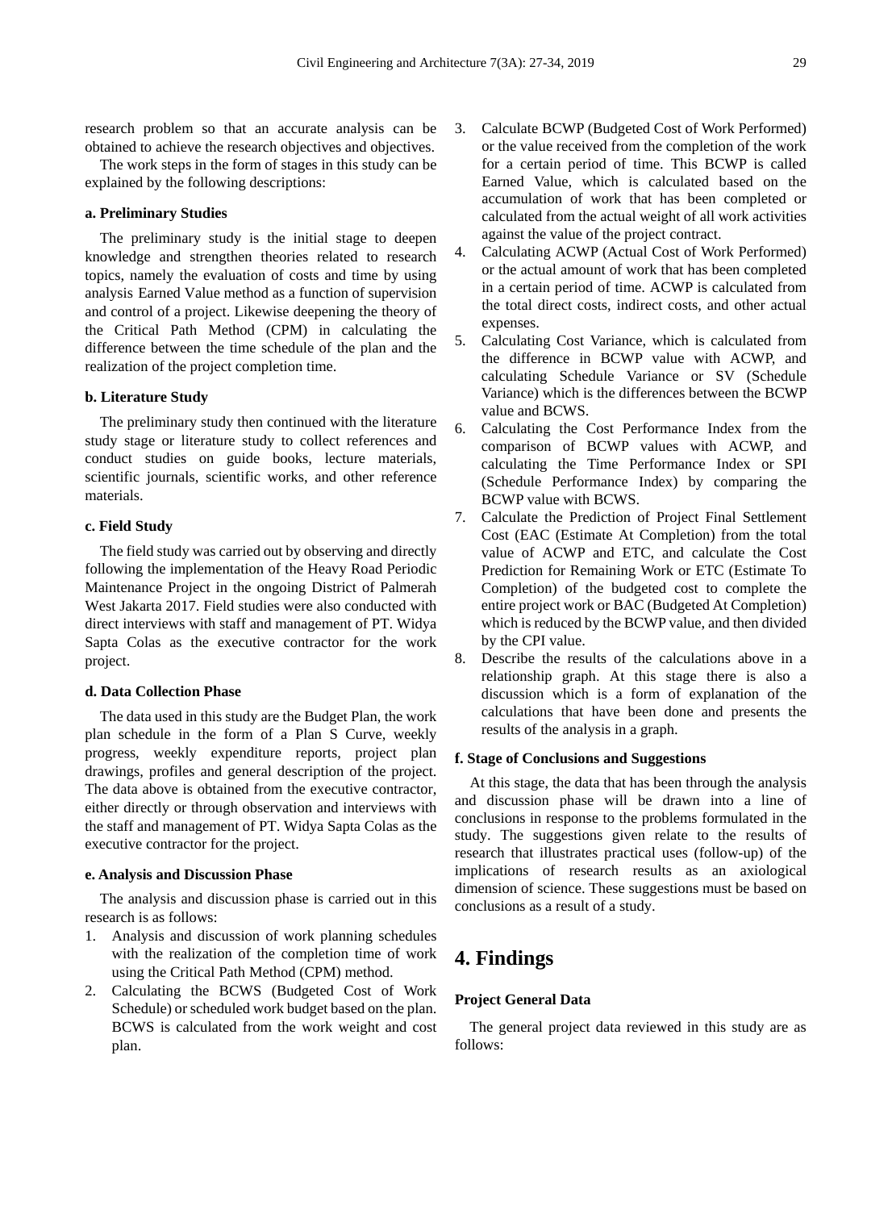research problem so that an accurate analysis can be obtained to achieve the research objectives and objectives.

The work steps in the form of stages in this study can be explained by the following descriptions:

**a. Preliminary Studies**

The preliminary study is the initial stage to deepen knowledge and strengthen theories related to research topics, namely the evaluation of costs and time by using analysis Earned Value method as a function of supervision and control of a project. Likewise deepening the theory of the Critical Path Method (CPM) in calculating the difference between the time schedule of the plan and the realization of the project completion time.

**b. Literature Study**

The preliminary study then continued with the literature study stage or literature study to collect references and conduct studies on guide books, lecture materials, scientific journals, scientific works, and other reference materials.

**c. Field Study**

The field study was carried out by observing and directly following the implementation of the Heavy Road Periodic Maintenance Project in the ongoing District of Palmerah West Jakarta 2017. Field studies were also conducted with direct interviews with staff and management of PT. Widya Sapta Colas as the executive contractor for the work project.

**d. Data Collection Phase**

The data used in this study are the Budget Plan, the work plan schedule in the form of a Plan S Curve, weekly progress, weekly expenditure reports, project plan drawings, profiles and general description of the project. The data above is obtained from the executive contractor, either directly or through observation and interviews with the staff and management of PT. Widya Sapta Colas as the executive contractor for the project.

**e. Analysis and Discussion Phase**

The analysis and discussion phase is carried out in this research is as follows:

1. Analysis and discussion of work planning schedules with the realization of the completion time of work using the Critical Path Method (CPM) method.
2. Calculating the BCWS (Budgeted Cost of Work Schedule) or scheduled work budget based on the plan. BCWS is calculated from the work weight and cost plan.
3. Calculate BCWP (Budgeted Cost of Work Performed) or the value received from the completion of the work for a certain period of time. This BCWP is called Earned Value, which is calculated based on the accumulation of work that has been completed or calculated from the actual weight of all work activities against the value of the project contract.
4. Calculating ACWP (Actual Cost of Work Performed) or the actual amount of work that has been completed in a certain period of time. ACWP is calculated from the total direct costs, indirect costs, and other actual expenses.
5. Calculating Cost Variance, which is calculated from the difference in BCWP value with ACWP, and calculating Schedule Variance or SV (Schedule Variance) which is the differences between the BCWP value and BCWS.
6. Calculating the Cost Performance Index from the comparison of BCWP values with ACWP, and calculating the Time Performance Index or SPI (Schedule Performance Index) by comparing the BCWP value with BCWS.
7. Calculate the Prediction of Project Final Settlement Cost (EAC (Estimate At Completion) from the total value of ACWP and ETC, and calculate the Cost Prediction for Remaining Work or ETC (Estimate To Completion) of the budgeted cost to complete the entire project work or BAC (Budgeted At Completion) which is reduced by the BCWP value, and then divided by the CPI value.
8. Describe the results of the calculations above in a relationship graph. At this stage there is also a discussion which is a form of explanation of the calculations that have been done and presents the results of the analysis in a graph.

**f. Stage of Conclusions and Suggestions**

At this stage, the data that has been through the analysis and discussion phase will be drawn into a line of conclusions in response to the problems formulated in the study. The suggestions given relate to the results of research that illustrates practical uses (follow-up) of the implications of research results as an axiological dimension of science. These suggestions must be based on conclusions as a result of a study.

# 4. Findings

**Project General Data**

The general project data reviewed in this study are as follows: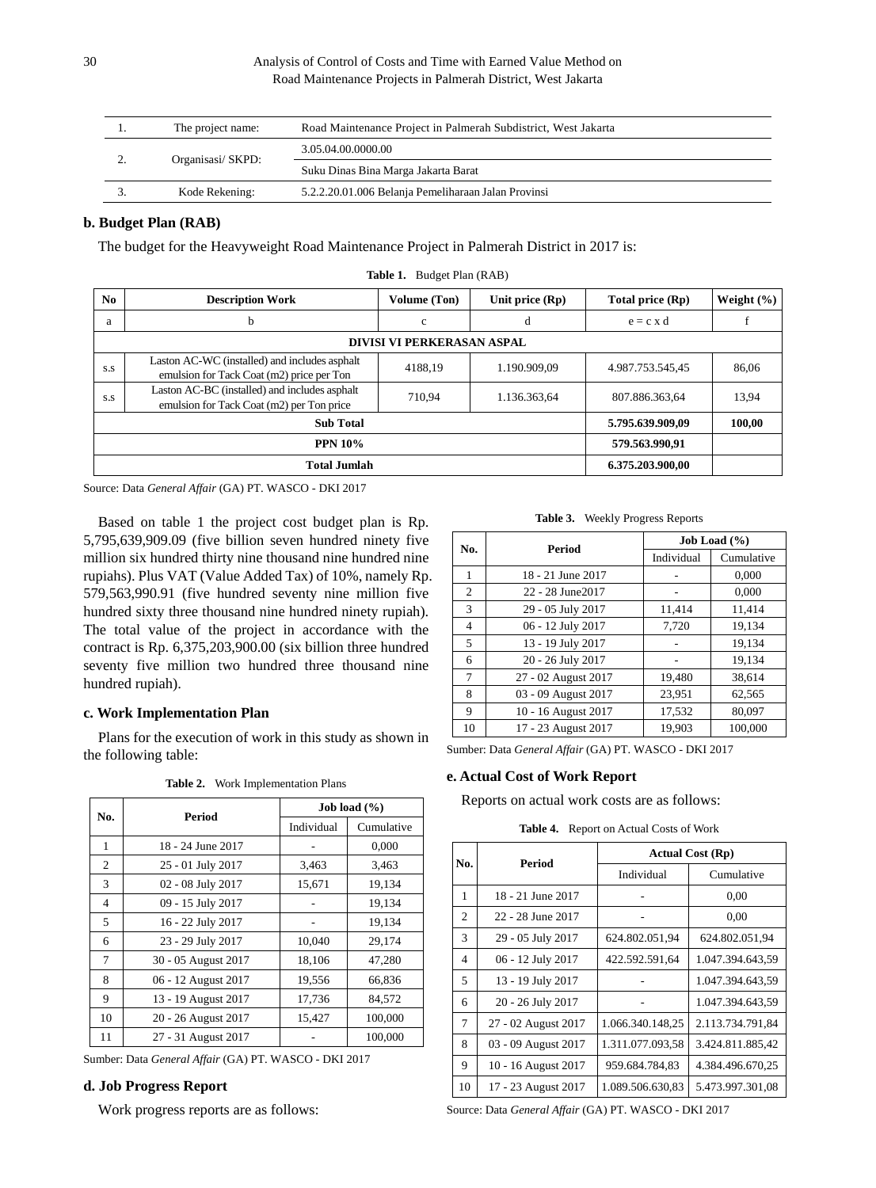| 1. | The project name: | Road Maintenance Project in Palmerah Subdistrict, West Jakarta |
|---|---|---|
| 2. | Organisasi/ SKPD: | 3.05.04.00.0000.00 |
| | | Suku Dinas Bina Marga Jakarta Barat |
| 3. | Kode Rekening: | 5.2.2.20.01.006 Belanja Pemeliharaan Jalan Provinsi |

### b. Budget Plan (RAB)

The budget for the Heavyweight Road Maintenance Project in Palmerah District in 2017 is:

**Table 1.** Budget Plan (RAB)

| No | Description Work | Volume (Ton) | Unit price (Rp) | Total price (Rp) | Weight (%) |
|---|---|---|---|---|---|
| a | b | c | d | e = c x d | f |
| | **DIVISI VI PERKERASAN ASPAL** | | | | |
| s.s | Laston AC-WC (installed) and includes asphalt emulsion for Tack Coat (m2) price per Ton | 4188,19 | 1.190.909,09 | 4.987.753.545,45 | 86,06 |
| s.s | Laston AC-BC (installed) and includes asphalt emulsion for Tack Coat (m2) per Ton price | 710,94 | 1.136.363,64 | 807.886.363,64 | 13,94 |
| | **Sub Total** | | | **5.795.639.909,09** | **100,00** |
| | **PPN 10%** | | | **579.563.990,91** | |
| | **Total Jumlah** | | | **6.375.203.900,00** | |

Source: Data *General Affair* (GA) PT. WASCO - DKI 2017

Based on table 1 the project cost budget plan is Rp. 5,795,639,909.09 (five billion seven hundred ninety five million six hundred thirty nine thousand nine hundred nine rupiahs). Plus VAT (Value Added Tax) of 10%, namely Rp. 579,563,990.91 (five hundred seventy nine million five hundred sixty three thousand nine hundred ninety rupiah). The total value of the project in accordance with the contract is Rp. 6,375,203,900.00 (six billion three hundred seventy five million two hundred three thousand nine hundred rupiah).

### c. Work Implementation Plan

Plans for the execution of work in this study as shown in the following table:

**Table 2.** Work Implementation Plans

| No. | Period | Job load (%) | |
|---|---|---|---|
| | | Individual | Cumulative |
| 1 | 18 - 24 June 2017 | - | 0,000 |
| 2 | 25 - 01 July 2017 | 3,463 | 3,463 |
| 3 | 02 - 08 July 2017 | 15,671 | 19,134 |
| 4 | 09 - 15 July 2017 | - | 19,134 |
| 5 | 16 - 22 July 2017 | - | 19,134 |
| 6 | 23 - 29 July 2017 | 10,040 | 29,174 |
| 7 | 30 - 05 August 2017 | 18,106 | 47,280 |
| 8 | 06 - 12 August 2017 | 19,556 | 66,836 |
| 9 | 13 - 19 August 2017 | 17,736 | 84,572 |
| 10 | 20 - 26 August 2017 | 15,427 | 100,000 |
| 11 | 27 - 31 August 2017 | - | 100,000 |

Sumber: Data *General Affair* (GA) PT. WASCO - DKI 2017

### d. Job Progress Report

Work progress reports are as follows:

**Table 3.** Weekly Progress Reports

| No. | Period | Job Load (%) | |
|---|---|---|---|
| | | Individual | Cumulative |
| 1 | 18 - 21 June 2017 | - | 0,000 |
| 2 | 22 - 28 June2017 | - | 0,000 |
| 3 | 29 - 05 July 2017 | 11,414 | 11,414 |
| 4 | 06 - 12 July 2017 | 7,720 | 19,134 |
| 5 | 13 - 19 July 2017 | - | 19,134 |
| 6 | 20 - 26 July 2017 | - | 19,134 |
| 7 | 27 - 02 August 2017 | 19,480 | 38,614 |
| 8 | 03 - 09 August 2017 | 23,951 | 62,565 |
| 9 | 10 - 16 August 2017 | 17,532 | 80,097 |
| 10 | 17 - 23 August 2017 | 19,903 | 100,000 |

Sumber: Data *General Affair* (GA) PT. WASCO - DKI 2017

### e. Actual Cost of Work Report

Reports on actual work costs are as follows:

**Table 4.** Report on Actual Costs of Work

| No. | Period | Actual Cost (Rp) | |
|---|---|---|---|
| | | Individual | Cumulative |
| 1 | 18 - 21 June 2017 | - | 0,00 |
| 2 | 22 - 28 June 2017 | - | 0,00 |
| 3 | 29 - 05 July 2017 | 624.802.051,94 | 624.802.051,94 |
| 4 | 06 - 12 July 2017 | 422.592.591,64 | 1.047.394.643,59 |
| 5 | 13 - 19 July 2017 | - | 1.047.394.643,59 |
| 6 | 20 - 26 July 2017 | - | 1.047.394.643,59 |
| 7 | 27 - 02 August 2017 | 1.066.340.148,25 | 2.113.734.791,84 |
| 8 | 03 - 09 August 2017 | 1.311.077.093,58 | 3.424.811.885,42 |
| 9 | 10 - 16 August 2017 | 959.684.784,83 | 4.384.496.670,25 |
| 10 | 17 - 23 August 2017 | 1.089.506.630,83 | 5.473.997.301,08 |

Source: Data *General Affair* (GA) PT. WASCO - DKI 2017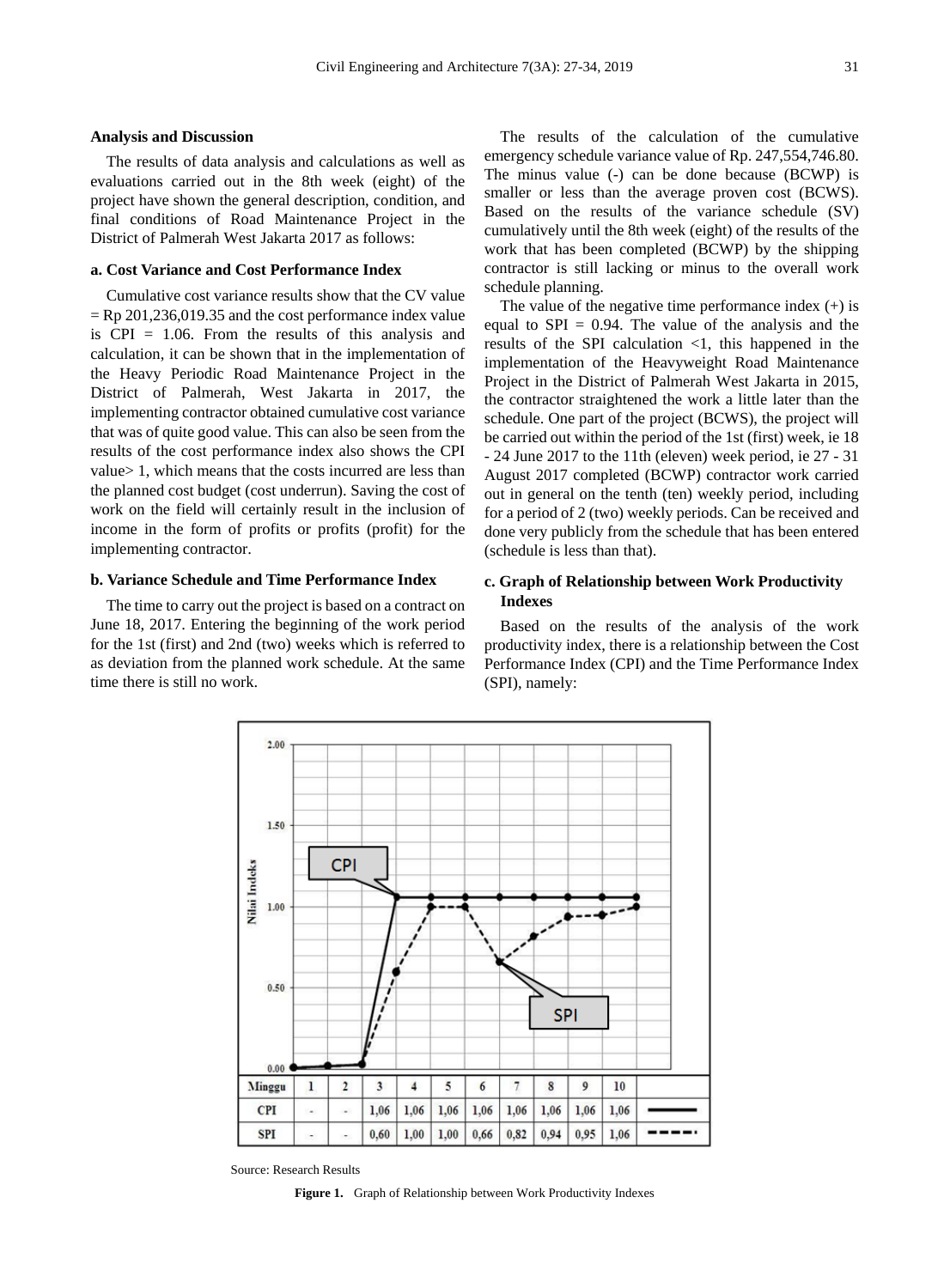**Analysis and Discussion**

The results of data analysis and calculations as well as evaluations carried out in the 8th week (eight) of the project have shown the general description, condition, and final conditions of Road Maintenance Project in the District of Palmerah West Jakarta 2017 as follows:

**a. Cost Variance and Cost Performance Index**

Cumulative cost variance results show that the CV value = Rp 201,236,019.35 and the cost performance index value is CPI = 1.06. From the results of this analysis and calculation, it can be shown that in the implementation of the Heavy Periodic Road Maintenance Project in the District of Palmerah, West Jakarta in 2017, the implementing contractor obtained cumulative cost variance that was of quite good value. This can also be seen from the results of the cost performance index also shows the CPI value> 1, which means that the costs incurred are less than the planned cost budget (cost underrun). Saving the cost of work on the field will certainly result in the inclusion of income in the form of profits or profits (profit) for the implementing contractor.

**b. Variance Schedule and Time Performance Index**

The time to carry out the project is based on a contract on June 18, 2017. Entering the beginning of the work period for the 1st (first) and 2nd (two) weeks which is referred to as deviation from the planned work schedule. At the same time there is still no work.

The results of the calculation of the cumulative emergency schedule variance value of Rp. 247,554,746.80. The minus value (-) can be done because (BCWP) is smaller or less than the average proven cost (BCWS). Based on the results of the variance schedule (SV) cumulatively until the 8th week (eight) of the results of the work that has been completed (BCWP) by the shipping contractor is still lacking or minus to the overall work schedule planning.

The value of the negative time performance index (+) is equal to SPI = 0.94. The value of the analysis and the results of the SPI calculation <1, this happened in the implementation of the Heavyweight Road Maintenance Project in the District of Palmerah West Jakarta in 2015, the contractor straightened the work a little later than the schedule. One part of the project (BCWS), the project will be carried out within the period of the 1st (first) week, ie 18 - 24 June 2017 to the 11th (eleven) week period, ie 27 - 31 August 2017 completed (BCWP) contractor work carried out in general on the tenth (ten) weekly period, including for a period of 2 (two) weekly periods. Can be received and done very publicly from the schedule that has been entered (schedule is less than that).

**c. Graph of Relationship between Work Productivity Indexes**

Based on the results of the analysis of the work productivity index, there is a relationship between the Cost Performance Index (CPI) and the Time Performance Index (SPI), namely:

| Minggu | 1 | 2 | 3 | 4 | 5 | 6 | 7 | 8 | 9 | 10 |
|---|---|---|---|---|---|---|---|---|---|---|
| CPI | - | - | 1,06 | 1,06 | 1,06 | 1,06 | 1,06 | 1,06 | 1,06 | 1,06 |
| SPI | - | - | 0,60 | 1,00 | 1,00 | 0,66 | 0,82 | 0,94 | 0,95 | 1,06 |

Source: Research Results

**Figure 1.** Graph of Relationship between Work Productivity Indexes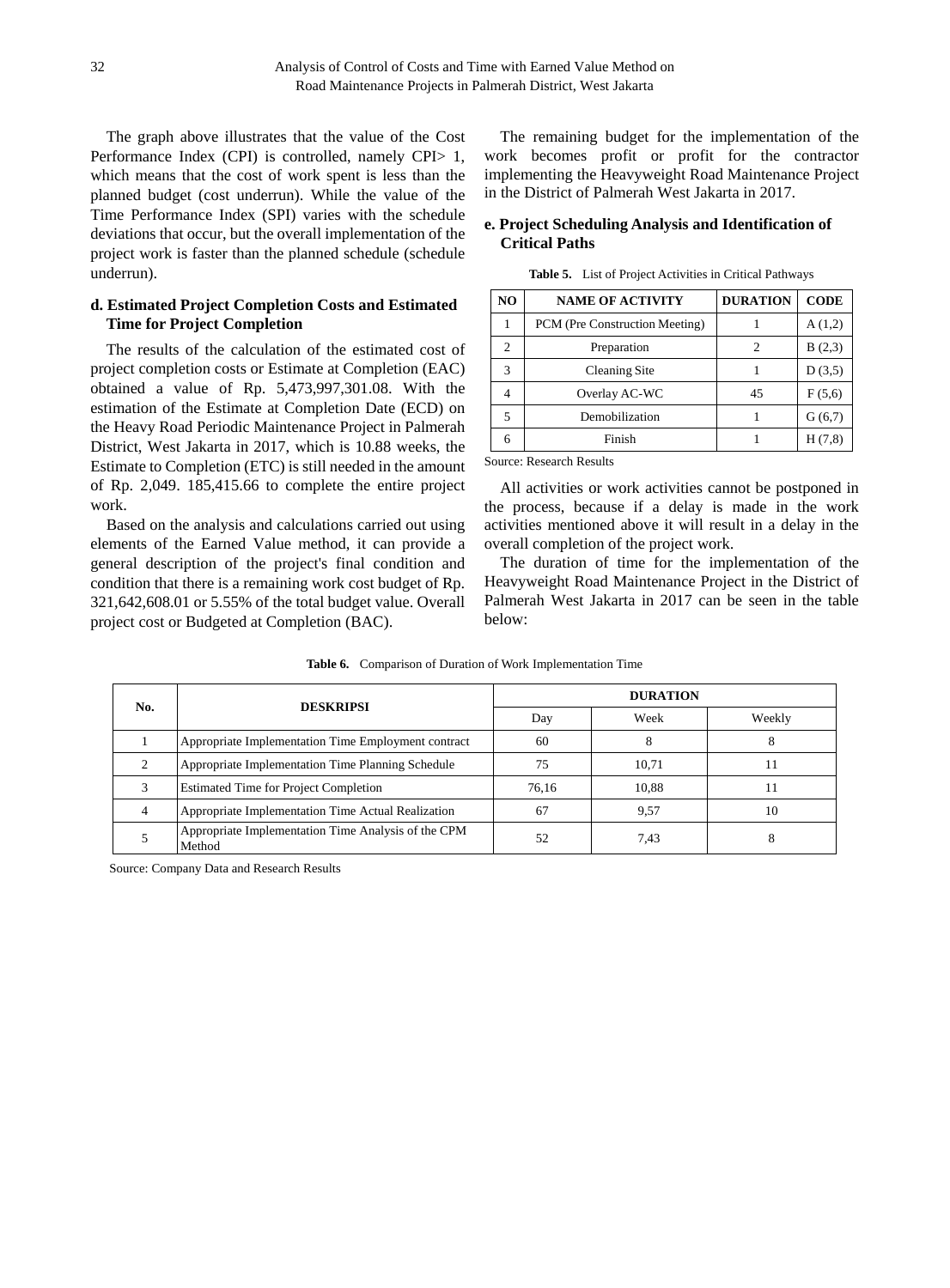The graph above illustrates that the value of the Cost Performance Index (CPI) is controlled, namely CPI> 1, which means that the cost of work spent is less than the planned budget (cost underrun). While the value of the Time Performance Index (SPI) varies with the schedule deviations that occur, but the overall implementation of the project work is faster than the planned schedule (schedule underrun).

### d. Estimated Project Completion Costs and Estimated Time for Project Completion

The results of the calculation of the estimated cost of project completion costs or Estimate at Completion (EAC) obtained a value of Rp. 5,473,997,301.08. With the estimation of the Estimate at Completion Date (ECD) on the Heavy Road Periodic Maintenance Project in Palmerah District, West Jakarta in 2017, which is 10.88 weeks, the Estimate to Completion (ETC) is still needed in the amount of Rp. 2,049. 185,415.66 to complete the entire project work.

Based on the analysis and calculations carried out using elements of the Earned Value method, it can provide a general description of the project's final condition and condition that there is a remaining work cost budget of Rp. 321,642,608.01 or 5.55% of the total budget value. Overall project cost or Budgeted at Completion (BAC).

The remaining budget for the implementation of the work becomes profit or profit for the contractor implementing the Heavyweight Road Maintenance Project in the District of Palmerah West Jakarta in 2017.

### e. Project Scheduling Analysis and Identification of Critical Paths

**Table 5.** List of Project Activities in Critical Pathways

| NO | NAME OF ACTIVITY | DURATION | CODE |
|---|---|---|---|
| 1 | PCM (Pre Construction Meeting) | 1 | A (1,2) |
| 2 | Preparation | 2 | B (2,3) |
| 3 | Cleaning Site | 1 | D (3,5) |
| 4 | Overlay AC-WC | 45 | F (5,6) |
| 5 | Demobilization | 1 | G (6,7) |
| 6 | Finish | 1 | H (7,8) |

Source: Research Results

All activities or work activities cannot be postponed in the process, because if a delay is made in the work activities mentioned above it will result in a delay in the overall completion of the project work.

The duration of time for the implementation of the Heavyweight Road Maintenance Project in the District of Palmerah West Jakarta in 2017 can be seen in the table below:

**Table 6.** Comparison of Duration of Work Implementation Time

| No. | DESKRIPSI | DURATION | | |
|---|---|---|---|---|
| | | Day | Week | Weekly |
| 1 | Appropriate Implementation Time Employment contract | 60 | 8 | 8 |
| 2 | Appropriate Implementation Time Planning Schedule | 75 | 10,71 | 11 |
| 3 | Estimated Time for Project Completion | 76,16 | 10,88 | 11 |
| 4 | Appropriate Implementation Time Actual Realization | 67 | 9,57 | 10 |
| 5 | Appropriate Implementation Time Analysis of the CPM Method | 52 | 7,43 | 8 |

Source: Company Data and Research Results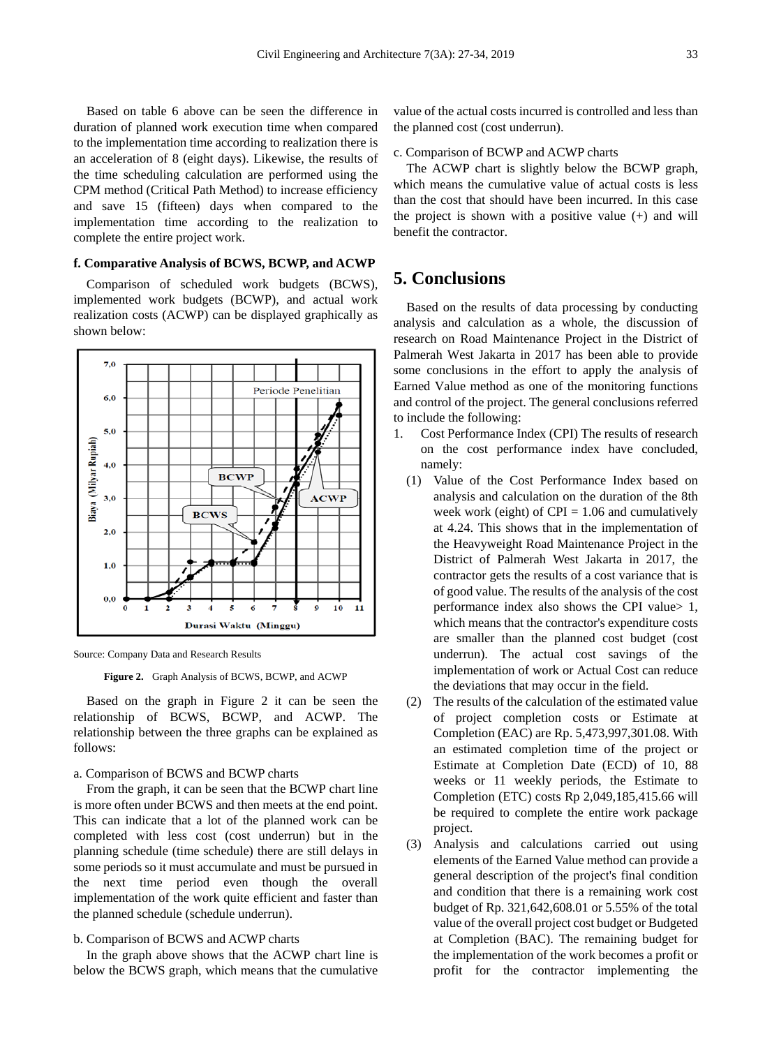Based on table 6 above can be seen the difference in duration of planned work execution time when compared to the implementation time according to realization there is an acceleration of 8 (eight days). Likewise, the results of the time scheduling calculation are performed using the CPM method (Critical Path Method) to increase efficiency and save 15 (fifteen) days when compared to the implementation time according to the realization to complete the entire project work.

#### f. Comparative Analysis of BCWS, BCWP, and ACWP

Comparison of scheduled work budgets (BCWS), implemented work budgets (BCWP), and actual work realization costs (ACWP) can be displayed graphically as shown below:

Source: Company Data and Research Results

**Figure 2.** Graph Analysis of BCWS, BCWP, and ACWP

Based on the graph in Figure 2 it can be seen the relationship of BCWS, BCWP, and ACWP. The relationship between the three graphs can be explained as follows:

a. Comparison of BCWS and BCWP charts

From the graph, it can be seen that the BCWP chart line is more often under BCWS and then meets at the end point. This can indicate that a lot of the planned work can be completed with less cost (cost underrun) but in the planning schedule (time schedule) there are still delays in some periods so it must accumulate and must be pursued in the next time period even though the overall implementation of the work quite efficient and faster than the planned schedule (schedule underrun).

b. Comparison of BCWS and ACWP charts

In the graph above shows that the ACWP chart line is below the BCWS graph, which means that the cumulative value of the actual costs incurred is controlled and less than the planned cost (cost underrun).

c. Comparison of BCWP and ACWP charts

The ACWP chart is slightly below the BCWP graph, which means the cumulative value of actual costs is less than the cost that should have been incurred. In this case the project is shown with a positive value (+) and will benefit the contractor.

## 5. Conclusions

Based on the results of data processing by conducting analysis and calculation as a whole, the discussion of research on Road Maintenance Project in the District of Palmerah West Jakarta in 2017 has been able to provide some conclusions in the effort to apply the analysis of Earned Value method as one of the monitoring functions and control of the project. The general conclusions referred to include the following:

1. Cost Performance Index (CPI) The results of research on the cost performance index have concluded, namely:
   (1) Value of the Cost Performance Index based on analysis and calculation on the duration of the 8th week work (eight) of CPI = 1.06 and cumulatively at 4.24. This shows that in the implementation of the Heavyweight Road Maintenance Project in the District of Palmerah West Jakarta in 2017, the contractor gets the results of a cost variance that is of good value. The results of the analysis of the cost performance index also shows the CPI value> 1, which means that the contractor's expenditure costs are smaller than the planned cost budget (cost underrun). The actual cost savings of the implementation of work or Actual Cost can reduce the deviations that may occur in the field.
   (2) The results of the calculation of the estimated value of project completion costs or Estimate at Completion (EAC) are Rp. 5,473,997,301.08. With an estimated completion time of the project or Estimate at Completion Date (ECD) of 10, 88 weeks or 11 weekly periods, the Estimate to Completion (ETC) costs Rp 2,049,185,415.66 will be required to complete the entire work package project.
   (3) Analysis and calculations carried out using elements of the Earned Value method can provide a general description of the project's final condition and condition that there is a remaining work cost budget of Rp. 321,642,608.01 or 5.55% of the total value of the overall project cost budget or Budgeted at Completion (BAC). The remaining budget for the implementation of the work becomes a profit or profit for the contractor implementing the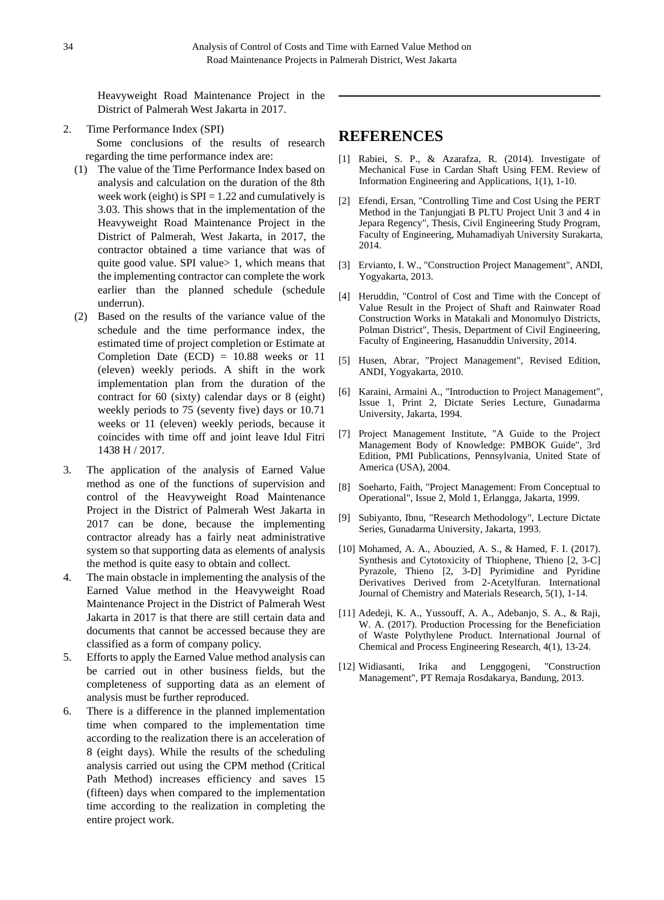Heavyweight Road Maintenance Project in the District of Palmerah West Jakarta in 2017.

2. Time Performance Index (SPI)

   Some conclusions of the results of research regarding the time performance index are:

   (1) The value of the Time Performance Index based on analysis and calculation on the duration of the 8th week work (eight) is SPI = 1.22 and cumulatively is 3.03. This shows that in the implementation of the Heavyweight Road Maintenance Project in the District of Palmerah, West Jakarta, in 2017, the contractor obtained a time variance that was of quite good value. SPI value> 1, which means that the implementing contractor can complete the work earlier than the planned schedule (schedule underrun).

   (2) Based on the results of the variance value of the schedule and the time performance index, the estimated time of project completion or Estimate at Completion Date (ECD) = 10.88 weeks or 11 (eleven) weekly periods. A shift in the work implementation plan from the duration of the contract for 60 (sixty) calendar days or 8 (eight) weekly periods to 75 (seventy five) days or 10.71 weeks or 11 (eleven) weekly periods, because it coincides with time off and joint leave Idul Fitri 1438 H / 2017.

3. The application of the analysis of Earned Value method as one of the functions of supervision and control of the Heavyweight Road Maintenance Project in the District of Palmerah West Jakarta in 2017 can be done, because the implementing contractor already has a fairly neat administrative system so that supporting data as elements of analysis the method is quite easy to obtain and collect.

4. The main obstacle in implementing the analysis of the Earned Value method in the Heavyweight Road Maintenance Project in the District of Palmerah West Jakarta in 2017 is that there are still certain data and documents that cannot be accessed because they are classified as a form of company policy.

5. Efforts to apply the Earned Value method analysis can be carried out in other business fields, but the completeness of supporting data as an element of analysis must be further reproduced.

6. There is a difference in the planned implementation time when compared to the implementation time according to the realization there is an acceleration of 8 (eight days). While the results of the scheduling analysis carried out using the CPM method (Critical Path Method) increases efficiency and saves 15 (fifteen) days when compared to the implementation time according to the realization in completing the entire project work.

## REFERENCES

[1] Rabiei, S. P., & Azarafza, R. (2014). Investigate of Mechanical Fuse in Cardan Shaft Using FEM. Review of Information Engineering and Applications, 1(1), 1-10.

[2] Efendi, Ersan, "Controlling Time and Cost Using the PERT Method in the Tanjungjati B PLTU Project Unit 3 and 4 in Jepara Regency", Thesis, Civil Engineering Study Program, Faculty of Engineering, Muhamadiyah University Surakarta, 2014.

[3] Ervianto, I. W., "Construction Project Management", ANDI, Yogyakarta, 2013.

[4] Heruddin, "Control of Cost and Time with the Concept of Value Result in the Project of Shaft and Rainwater Road Construction Works in Matakali and Monomulyo Districts, Polman District", Thesis, Department of Civil Engineering, Faculty of Engineering, Hasanuddin University, 2014.

[5] Husen, Abrar, "Project Management", Revised Edition, ANDI, Yogyakarta, 2010.

[6] Karaini, Armaini A., "Introduction to Project Management", Issue 1, Print 2, Dictate Series Lecture, Gunadarma University, Jakarta, 1994.

[7] Project Management Institute, "A Guide to the Project Management Body of Knowledge: PMBOK Guide", 3rd Edition, PMI Publications, Pennsylvania, United State of America (USA), 2004.

[8] Soeharto, Faith, "Project Management: From Conceptual to Operational", Issue 2, Mold 1, Erlangga, Jakarta, 1999.

[9] Subiyanto, Ibnu, "Research Methodology", Lecture Dictate Series, Gunadarma University, Jakarta, 1993.

[10] Mohamed, A. A., Abouzied, A. S., & Hamed, F. I. (2017). Synthesis and Cytotoxicity of Thiophene, Thieno [2, 3-C] Pyrazole, Thieno [2, 3-D] Pyrimidine and Pyridine Derivatives Derived from 2-Acetylfuran. International Journal of Chemistry and Materials Research, 5(1), 1-14.

[11] Adedeji, K. A., Yussouff, A. A., Adebanjo, S. A., & Raji, W. A. (2017). Production Processing for the Beneficiation of Waste Polythylene Product. International Journal of Chemical and Process Engineering Research, 4(1), 13-24.

[12] Widiasanti, Irika and Lenggogeni, "Construction Management", PT Remaja Rosdakarya, Bandung, 2013.